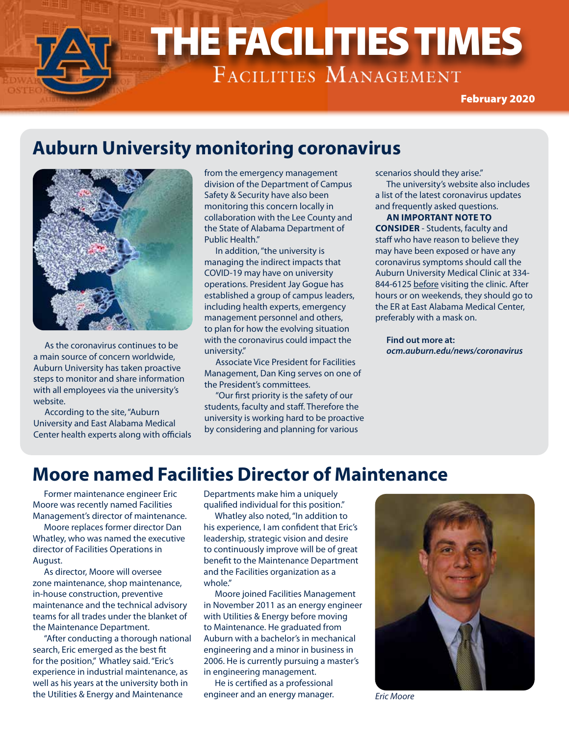# THE FACILITIES TIMES

Facilities Management

February 2020

## Auburn University monitoring coronavirus

As the coronavirus continues to be a main source of concern worldwide, Auburn University has taken proactive steps to monitor and share information with all employees via the university's website.

According to the site, "Auburn University and East Alabama Medical Center health experts along with officials from the emergency management division of the Department of Campus Safety & Security have also been monitoring this concern locally in collaboration with the Lee County and the State of Alabama Department of Public Health."

In addition, "the university is managing the indirect impacts that COVID-19 may have on university operations. President Jay Gogue has established a group of campus leaders, including health experts, emergency management personnel and others, to plan for how the evolving situation with the coronavirus could impact the university."

Associate Vice President for Facilities Management, Dan King serves on one of the President's committees.

"Our first priority is the safety of our students, faculty and staff. Therefore the university is working hard to be proactive by considering and planning for various scenarios should they arise."

The university's website also includes a list of the latest coronavirus updates and frequently asked questions.

**AN IMPORTANT NOTE TO CONSIDER** - Students, faculty and staff who have reason to believe they may have been exposed or have any coronavirus symptoms should call the Auburn University Medical Clinic at 334-844-6125 before visiting the clinic. After hours or on weekends, they should go to the ER at East Alabama Medical Center, preferably with a mask on.

**Find out more at:**
***ocm.auburn.edu/news/coronavirus***

## Moore named Facilities Director of Maintenance

Former maintenance engineer Eric Moore was recently named Facilities Management's director of maintenance.

Moore replaces former director Dan Whatley, who was named the executive director of Facilities Operations in August.

As director, Moore will oversee zone maintenance, shop maintenance, in-house construction, preventive maintenance and the technical advisory teams for all trades under the blanket of the Maintenance Department.

"After conducting a thorough national search, Eric emerged as the best fit for the position," Whatley said. "Eric's experience in industrial maintenance, as well as his years at the university both in the Utilities & Energy and Maintenance Departments make him a uniquely qualified individual for this position."

Whatley also noted, "In addition to his experience, I am confident that Eric's leadership, strategic vision and desire to continuously improve will be of great benefit to the Maintenance Department and the Facilities organization as a whole."

Moore joined Facilities Management in November 2011 as an energy engineer with Utilities & Energy before moving to Maintenance. He graduated from Auburn with a bachelor's in mechanical engineering and a minor in business in 2006. He is currently pursuing a master's in engineering management.

He is certified as a professional engineer and an energy manager.

*Eric Moore*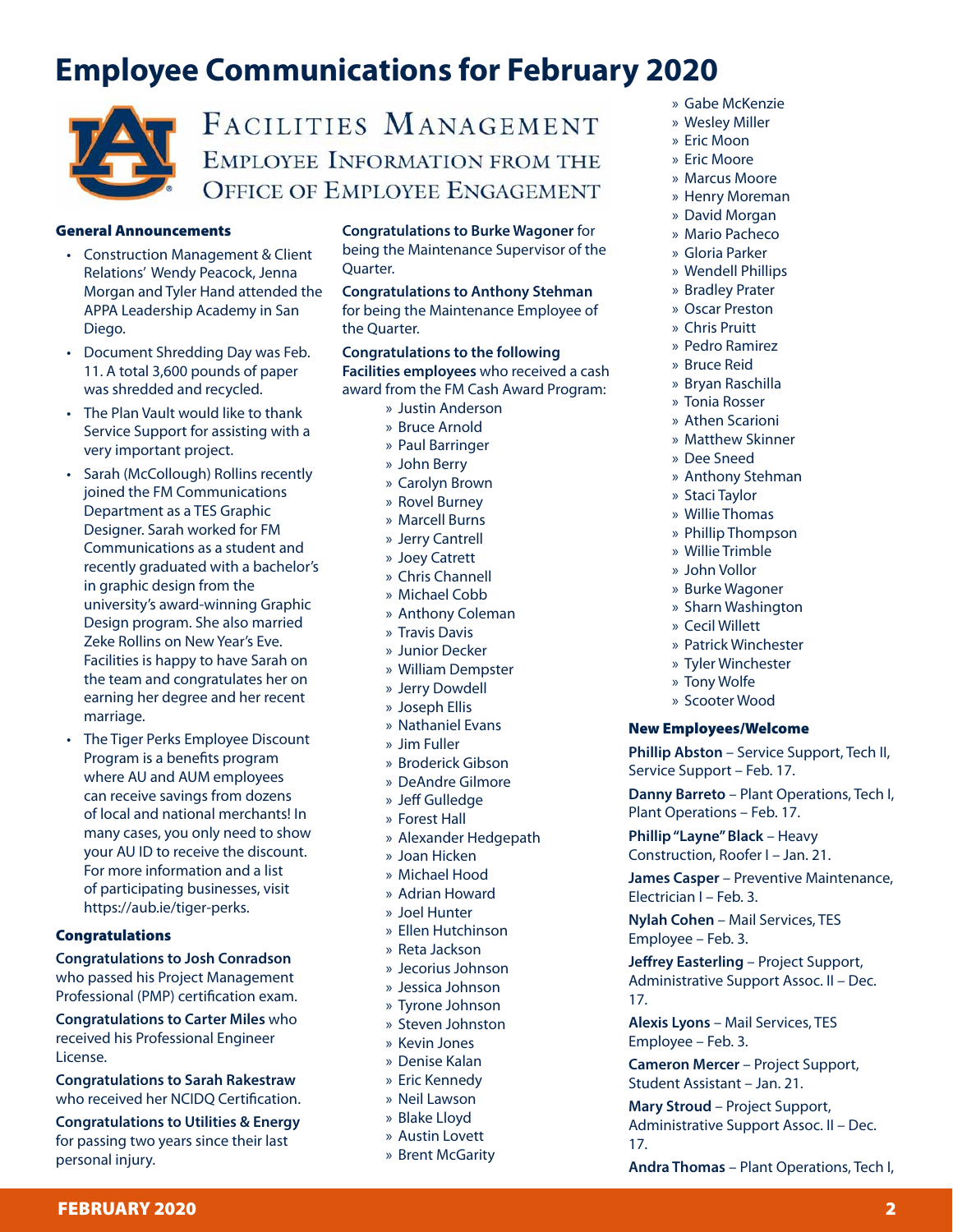# Employee Communications for February 2020

## Facilities Management
### Employee Information from the Office of Employee Engagement

### General Announcements

- Construction Management & Client Relations' Wendy Peacock, Jenna Morgan and Tyler Hand attended the APPA Leadership Academy in San Diego.
- Document Shredding Day was Feb. 11. A total 3,600 pounds of paper was shredded and recycled.
- The Plan Vault would like to thank Service Support for assisting with a very important project.
- Sarah (McCollough) Rollins recently joined the FM Communications Department as a TES Graphic Designer. Sarah worked for FM Communications as a student and recently graduated with a bachelor's in graphic design from the university's award-winning Graphic Design program. She also married Zeke Rollins on New Year's Eve. Facilities is happy to have Sarah on the team and congratulates her on earning her degree and her recent marriage.
- The Tiger Perks Employee Discount Program is a benefits program where AU and AUM employees can receive savings from dozens of local and national merchants! In many cases, you only need to show your AU ID to receive the discount. For more information and a list of participating businesses, visit https://aub.ie/tiger-perks.

### Congratulations

**Congratulations to Josh Conradson** who passed his Project Management Professional (PMP) certification exam.

**Congratulations to Carter Miles** who received his Professional Engineer License.

**Congratulations to Sarah Rakestraw** who received her NCIDQ Certification.

**Congratulations to Utilities & Energy** for passing two years since their last personal injury.

**Congratulations to Burke Wagoner** for being the Maintenance Supervisor of the Quarter.

**Congratulations to Anthony Stehman** for being the Maintenance Employee of the Quarter.

**Congratulations to the following Facilities employees** who received a cash award from the FM Cash Award Program:

- Justin Anderson
- Bruce Arnold
- Paul Barringer
- John Berry
- Carolyn Brown
- Rovel Burney
- Marcell Burns
- Jerry Cantrell
- Joey Catrett
- Chris Channell
- Michael Cobb
- Anthony Coleman
- Travis Davis
- Junior Decker
- William Dempster
- Jerry Dowdell
- Joseph Ellis
- Nathaniel Evans
- Jim Fuller
- Broderick Gibson
- DeAndre Gilmore
- Jeff Gulledge
- Forest Hall
- Alexander Hedgepath
- Joan Hicken
- Michael Hood
- Adrian Howard
- Joel Hunter
- Ellen Hutchinson
- Reta Jackson
- Jecorius Johnson
- Jessica Johnson
- Tyrone Johnson
- Steven Johnston
- Kevin Jones
- Denise Kalan
- Eric Kennedy
- Neil Lawson
- Blake Lloyd
- Austin Lovett
- Brent McGarity
- Gabe McKenzie
- Wesley Miller
- Eric Moon
- Eric Moore
- Marcus Moore
- Henry Moreman
- David Morgan
- Mario Pacheco
- Gloria Parker
- Wendell Phillips
- Bradley Prater
- Oscar Preston
- Chris Pruitt
- Pedro Ramirez
- Bruce Reid
- Bryan Raschilla
- Tonia Rosser
- Athen Scarioni
- Matthew Skinner
- Dee Sneed
- Anthony Stehman
- Staci Taylor
- Willie Thomas
- Phillip Thompson
- Willie Trimble
- John Vollor
- Burke Wagoner
- Sharn Washington
- Cecil Willett
- Patrick Winchester
- Tyler Winchester
- Tony Wolfe
- Scooter Wood

### New Employees/Welcome

**Phillip Abston** – Service Support, Tech II, Service Support – Feb. 17.

**Danny Barreto** – Plant Operations, Tech I, Plant Operations – Feb. 17.

**Phillip "Layne" Black** – Heavy Construction, Roofer I – Jan. 21.

**James Casper** – Preventive Maintenance, Electrician I – Feb. 3.

**Nylah Cohen** – Mail Services, TES Employee – Feb. 3.

**Jeffrey Easterling** – Project Support, Administrative Support Assoc. II – Dec. 17.

**Alexis Lyons** – Mail Services, TES Employee – Feb. 3.

**Cameron Mercer** – Project Support, Student Assistant – Jan. 21.

**Mary Stroud** – Project Support, Administrative Support Assoc. II – Dec. 17.

**Andra Thomas** – Plant Operations, Tech I,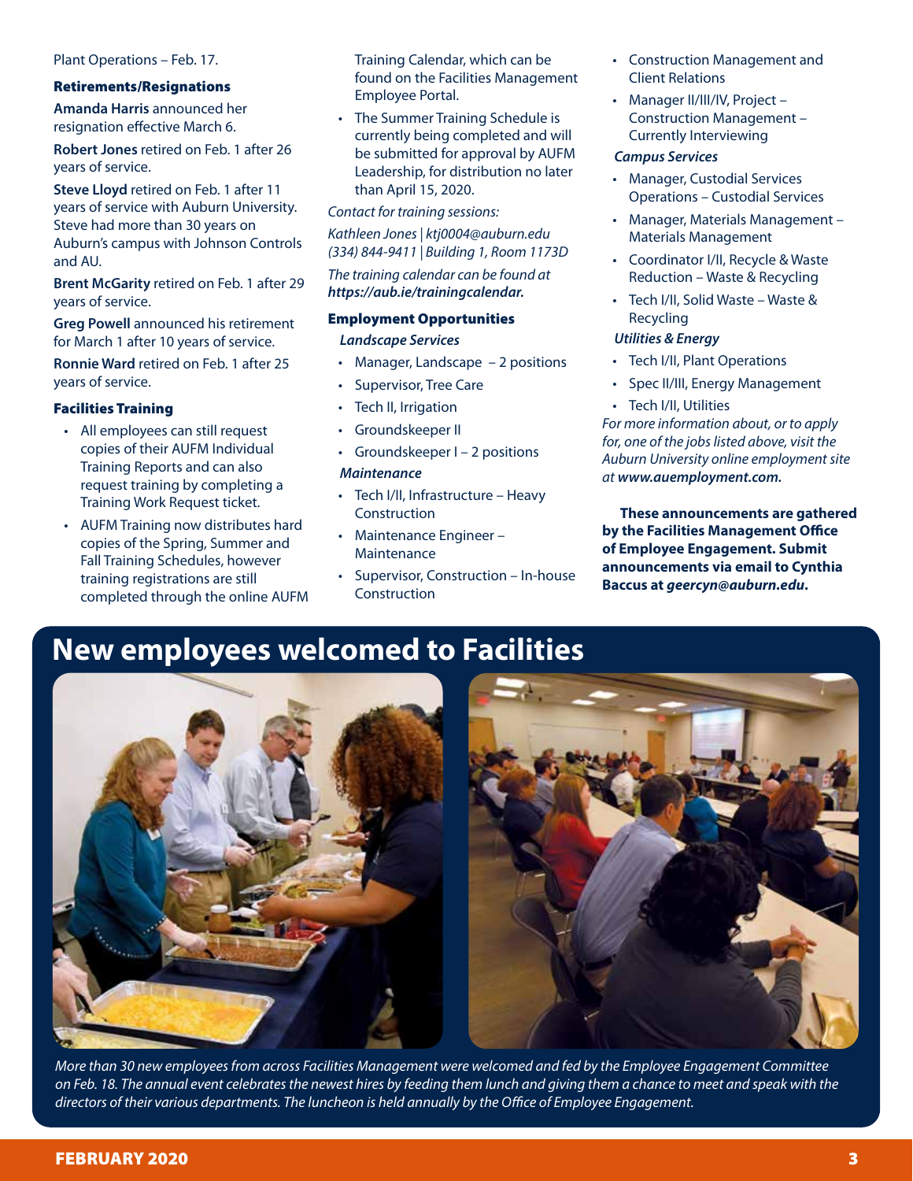Plant Operations – Feb. 17.

### Retirements/Resignations

**Amanda Harris** announced her resignation effective March 6.

**Robert Jones** retired on Feb. 1 after 26 years of service.

**Steve Lloyd** retired on Feb. 1 after 11 years of service with Auburn University. Steve had more than 30 years on Auburn's campus with Johnson Controls and AU.

**Brent McGarity** retired on Feb. 1 after 29 years of service.

**Greg Powell** announced his retirement for March 1 after 10 years of service.

**Ronnie Ward** retired on Feb. 1 after 25 years of service.

### Facilities Training

- All employees can still request copies of their AUFM Individual Training Reports and can also request training by completing a Training Work Request ticket.
- AUFM Training now distributes hard copies of the Spring, Summer and Fall Training Schedules, however training registrations are still completed through the online AUFM Training Calendar, which can be found on the Facilities Management Employee Portal.
- The Summer Training Schedule is currently being completed and will be submitted for approval by AUFM Leadership, for distribution no later than April 15, 2020.

*Contact for training sessions:*

*Kathleen Jones | ktj0004@auburn.edu (334) 844-9411 | Building 1, Room 1173D*

*The training calendar can be found at* ***https://aub.ie/trainingcalendar.***

### Employment Opportunities

***Landscape Services***

- Manager, Landscape – 2 positions
- Supervisor, Tree Care
- Tech II, Irrigation
- Groundskeeper II
- Groundskeeper I – 2 positions

***Maintenance***

- Tech I/II, Infrastructure – Heavy Construction
- Maintenance Engineer – Maintenance
- Supervisor, Construction – In-house Construction
- Construction Management and Client Relations
- Manager II/III/IV, Project – Construction Management – Currently Interviewing

***Campus Services***

- Manager, Custodial Services Operations – Custodial Services
- Manager, Materials Management – Materials Management
- Coordinator I/II, Recycle & Waste Reduction – Waste & Recycling
- Tech I/II, Solid Waste – Waste & Recycling

***Utilities & Energy***

- Tech I/II, Plant Operations
- Spec II/III, Energy Management
- Tech I/II, Utilities

*For more information about, or to apply for, one of the jobs listed above, visit the Auburn University online employment site at* ***www.auemployment.com.***

**These announcements are gathered by the Facilities Management Office of Employee Engagement. Submit announcements via email to Cynthia Baccus at *geercyn@auburn.edu*.**

## New employees welcomed to Facilities

*More than 30 new employees from across Facilities Management were welcomed and fed by the Employee Engagement Committee on Feb. 18. The annual event celebrates the newest hires by feeding them lunch and giving them a chance to meet and speak with the directors of their various departments. The luncheon is held annually by the Office of Employee Engagement.*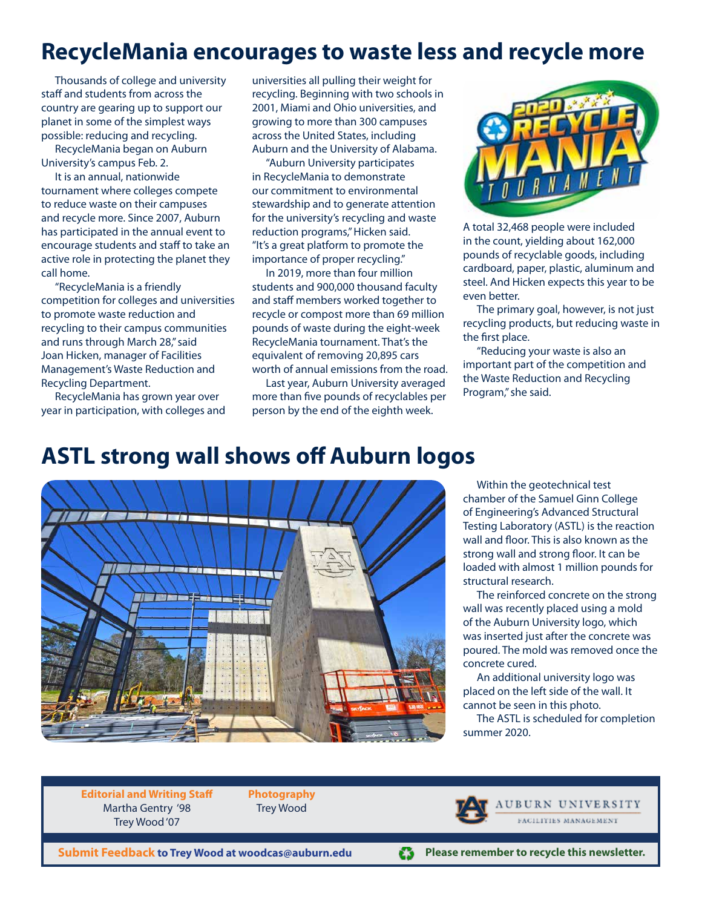# RecycleMania encourages to waste less and recycle more

Thousands of college and university staff and students from across the country are gearing up to support our planet in some of the simplest ways possible: reducing and recycling.

RecycleMania began on Auburn University's campus Feb. 2.

It is an annual, nationwide tournament where colleges compete to reduce waste on their campuses and recycle more. Since 2007, Auburn has participated in the annual event to encourage students and staff to take an active role in protecting the planet they call home.

"RecycleMania is a friendly competition for colleges and universities to promote waste reduction and recycling to their campus communities and runs through March 28," said Joan Hicken, manager of Facilities Management's Waste Reduction and Recycling Department.

RecycleMania has grown year over year in participation, with colleges and universities all pulling their weight for recycling. Beginning with two schools in 2001, Miami and Ohio universities, and growing to more than 300 campuses across the United States, including Auburn and the University of Alabama.

"Auburn University participates in RecycleMania to demonstrate our commitment to environmental stewardship and to generate attention for the university's recycling and waste reduction programs," Hicken said. "It's a great platform to promote the importance of proper recycling."

In 2019, more than four million students and 900,000 thousand faculty and staff members worked together to recycle or compost more than 69 million pounds of waste during the eight-week RecycleMania tournament. That's the equivalent of removing 20,895 cars worth of annual emissions from the road.

Last year, Auburn University averaged more than five pounds of recyclables per person by the end of the eighth week. A total 32,468 people were included in the count, yielding about 162,000 pounds of recyclable goods, including cardboard, paper, plastic, aluminum and steel. And Hicken expects this year to be even better.

The primary goal, however, is not just recycling products, but reducing waste in the first place.

"Reducing your waste is also an important part of the competition and the Waste Reduction and Recycling Program," she said.

# ASTL strong wall shows off Auburn logos

Within the geotechnical test chamber of the Samuel Ginn College of Engineering's Advanced Structural Testing Laboratory (ASTL) is the reaction wall and floor. This is also known as the strong wall and strong floor. It can be loaded with almost 1 million pounds for structural research.

The reinforced concrete on the strong wall was recently placed using a mold of the Auburn University logo, which was inserted just after the concrete was poured. The mold was removed once the concrete cured.

An additional university logo was placed on the left side of the wall. It cannot be seen in this photo.

The ASTL is scheduled for completion summer 2020.

**Editorial and Writing Staff**
Martha Gentry '98
Trey Wood '07

**Photography**
Trey Wood

AUBURN UNIVERSITY
FACILITIES MANAGEMENT

**Submit Feedback to Trey Wood at woodcas@auburn.edu**

**Please remember to recycle this newsletter.**